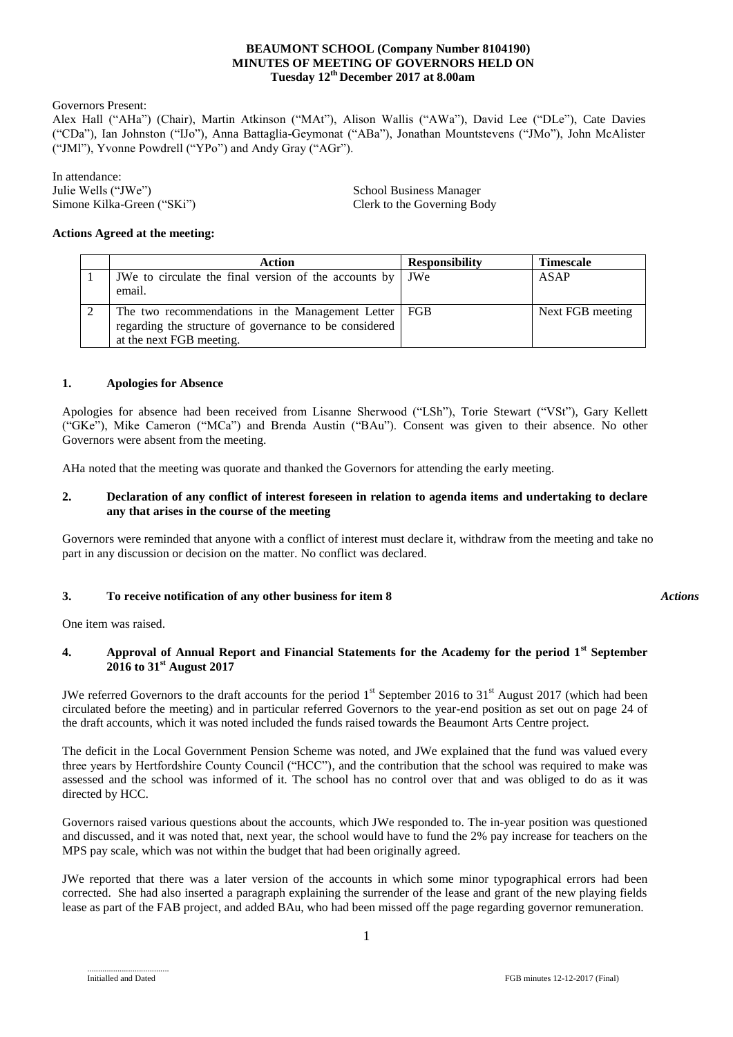**BEAUMONT SCHOOL (Company Number 8104190)**
**MINUTES OF MEETING OF GOVERNORS HELD ON**
**Tuesday 12th December 2017 at 8.00am**

Governors Present:
Alex Hall ("AHa") (Chair), Martin Atkinson ("MAt"), Alison Wallis ("AWa"), David Lee ("DLe"), Cate Davies ("CDa"), Ian Johnston ("IJo"), Anna Battaglia-Geymonat ("ABa"), Jonathan Mountstevens ("JMo"), John McAlister ("JMl"), Yvonne Powdrell ("YPo") and Andy Gray ("AGr").

In attendance:
Julie Wells ("JWe") School Business Manager
Simone Kilka-Green ("SKi") Clerk to the Governing Body

**Actions Agreed at the meeting:**

| | Action | Responsibility | Timescale |
|---|---|---|---|
| 1 | JWe to circulate the final version of the accounts by email. | JWe | ASAP |
| 2 | The two recommendations in the Management Letter regarding the structure of governance to be considered at the next FGB meeting. | FGB | Next FGB meeting |

**1. Apologies for Absence**

Apologies for absence had been received from Lisanne Sherwood ("LSh"), Torie Stewart ("VSt"), Gary Kellett ("GKe"), Mike Cameron ("MCa") and Brenda Austin ("BAu"). Consent was given to their absence. No other Governors were absent from the meeting.

AHa noted that the meeting was quorate and thanked the Governors for attending the early meeting.

**2. Declaration of any conflict of interest foreseen in relation to agenda items and undertaking to declare any that arises in the course of the meeting**

Governors were reminded that anyone with a conflict of interest must declare it, withdraw from the meeting and take no part in any discussion or decision on the matter. No conflict was declared.

**3. To receive notification of any other business for item 8** ***Actions***

One item was raised.

**4. Approval of Annual Report and Financial Statements for the Academy for the period 1st September 2016 to 31st August 2017**

JWe referred Governors to the draft accounts for the period 1st September 2016 to 31st August 2017 (which had been circulated before the meeting) and in particular referred Governors to the year-end position as set out on page 24 of the draft accounts, which it was noted included the funds raised towards the Beaumont Arts Centre project.

The deficit in the Local Government Pension Scheme was noted, and JWe explained that the fund was valued every three years by Hertfordshire County Council ("HCC"), and the contribution that the school was required to make was assessed and the school was informed of it. The school has no control over that and was obliged to do as it was directed by HCC.

Governors raised various questions about the accounts, which JWe responded to. The in-year position was questioned and discussed, and it was noted that, next year, the school would have to fund the 2% pay increase for teachers on the MPS pay scale, which was not within the budget that had been originally agreed.

JWe reported that there was a later version of the accounts in which some minor typographical errors had been corrected. She had also inserted a paragraph explaining the surrender of the lease and grant of the new playing fields lease as part of the FAB project, and added BAu, who had been missed off the page regarding governor remuneration.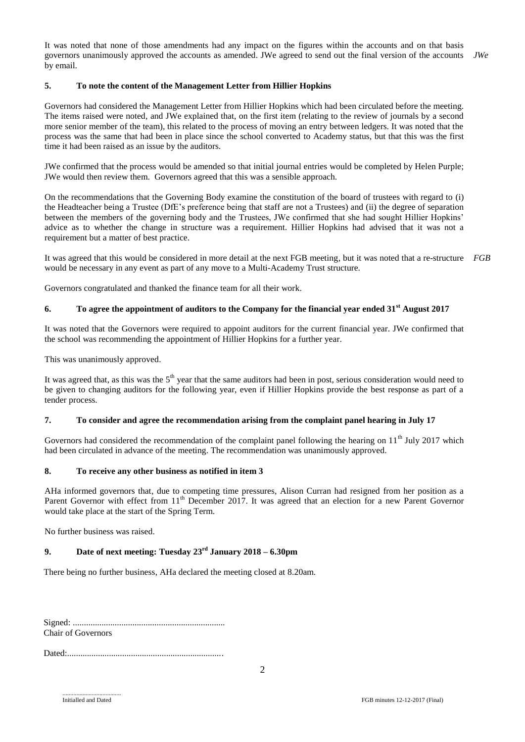It was noted that none of those amendments had any impact on the figures within the accounts and on that basis governors unanimously approved the accounts as amended. JWe agreed to send out the final version of the accounts by email. *JWe*

### 5. To note the content of the Management Letter from Hillier Hopkins

Governors had considered the Management Letter from Hillier Hopkins which had been circulated before the meeting. The items raised were noted, and JWe explained that, on the first item (relating to the review of journals by a second more senior member of the team), this related to the process of moving an entry between ledgers. It was noted that the process was the same that had been in place since the school converted to Academy status, but that this was the first time it had been raised as an issue by the auditors.

JWe confirmed that the process would be amended so that initial journal entries would be completed by Helen Purple; JWe would then review them. Governors agreed that this was a sensible approach.

On the recommendations that the Governing Body examine the constitution of the board of trustees with regard to (i) the Headteacher being a Trustee (DfE's preference being that staff are not a Trustees) and (ii) the degree of separation between the members of the governing body and the Trustees, JWe confirmed that she had sought Hillier Hopkins' advice as to whether the change in structure was a requirement. Hillier Hopkins had advised that it was not a requirement but a matter of best practice.

It was agreed that this would be considered in more detail at the next FGB meeting, but it was noted that a re-structure would be necessary in any event as part of any move to a Multi-Academy Trust structure. *FGB*

Governors congratulated and thanked the finance team for all their work.

### 6. To agree the appointment of auditors to the Company for the financial year ended 31st August 2017

It was noted that the Governors were required to appoint auditors for the current financial year. JWe confirmed that the school was recommending the appointment of Hillier Hopkins for a further year.

This was unanimously approved.

It was agreed that, as this was the 5th year that the same auditors had been in post, serious consideration would need to be given to changing auditors for the following year, even if Hillier Hopkins provide the best response as part of a tender process.

### 7. To consider and agree the recommendation arising from the complaint panel hearing in July 17

Governors had considered the recommendation of the complaint panel following the hearing on 11th July 2017 which had been circulated in advance of the meeting. The recommendation was unanimously approved.

### 8. To receive any other business as notified in item 3

AHa informed governors that, due to competing time pressures, Alison Curran had resigned from her position as a Parent Governor with effect from 11th December 2017. It was agreed that an election for a new Parent Governor would take place at the start of the Spring Term.

No further business was raised.

### 9. Date of next meeting: Tuesday 23rd January 2018 – 6.30pm

There being no further business, AHa declared the meeting closed at 8.20am.

Signed: ....................................................................
Chair of Governors

Dated:......................................................................

....................................
Initialled and Dated